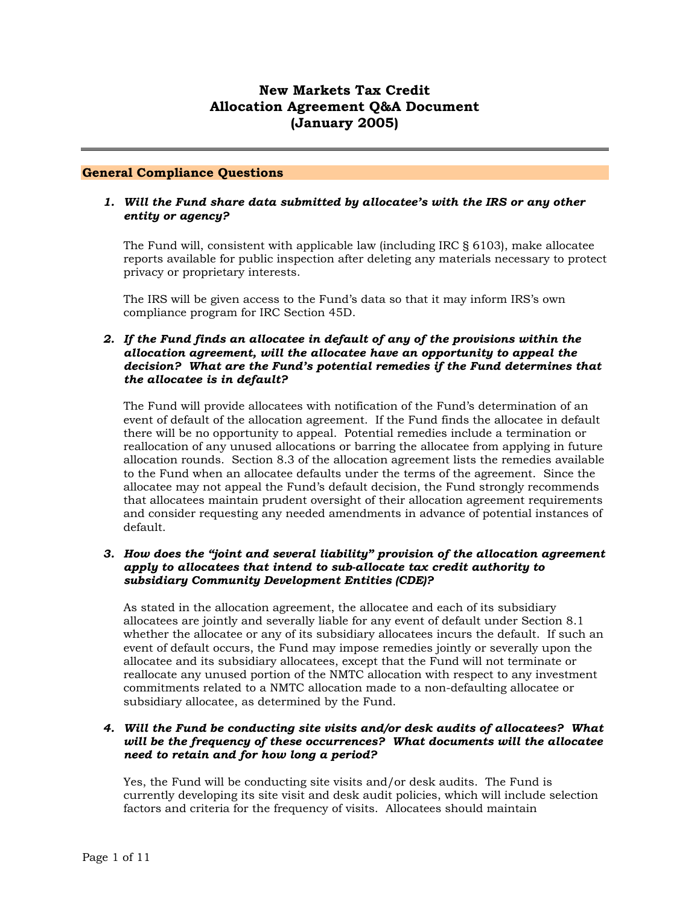# New Markets Tax Credit
# Allocation Agreement Q&A Document
# (January 2005)

---

## General Compliance Questions

1. ***Will the Fund share data submitted by allocatee's with the IRS or any other entity or agency?***

   The Fund will, consistent with applicable law (including IRC § 6103), make allocatee reports available for public inspection after deleting any materials necessary to protect privacy or proprietary interests.

   The IRS will be given access to the Fund's data so that it may inform IRS's own compliance program for IRC Section 45D.

2. ***If the Fund finds an allocatee in default of any of the provisions within the allocation agreement, will the allocatee have an opportunity to appeal the decision? What are the Fund's potential remedies if the Fund determines that the allocatee is in default?***

   The Fund will provide allocatees with notification of the Fund's determination of an event of default of the allocation agreement. If the Fund finds the allocatee in default there will be no opportunity to appeal. Potential remedies include a termination or reallocation of any unused allocations or barring the allocatee from applying in future allocation rounds. Section 8.3 of the allocation agreement lists the remedies available to the Fund when an allocatee defaults under the terms of the agreement. Since the allocatee may not appeal the Fund's default decision, the Fund strongly recommends that allocatees maintain prudent oversight of their allocation agreement requirements and consider requesting any needed amendments in advance of potential instances of default.

3. ***How does the "joint and several liability" provision of the allocation agreement apply to allocatees that intend to sub-allocate tax credit authority to subsidiary Community Development Entities (CDE)?***

   As stated in the allocation agreement, the allocatee and each of its subsidiary allocatees are jointly and severally liable for any event of default under Section 8.1 whether the allocatee or any of its subsidiary allocatees incurs the default. If such an event of default occurs, the Fund may impose remedies jointly or severally upon the allocatee and its subsidiary allocatees, except that the Fund will not terminate or reallocate any unused portion of the NMTC allocation with respect to any investment commitments related to a NMTC allocation made to a non-defaulting allocatee or subsidiary allocatee, as determined by the Fund.

4. ***Will the Fund be conducting site visits and/or desk audits of allocatees? What will be the frequency of these occurrences? What documents will the allocatee need to retain and for how long a period?***

   Yes, the Fund will be conducting site visits and/or desk audits. The Fund is currently developing its site visit and desk audit policies, which will include selection factors and criteria for the frequency of visits. Allocatees should maintain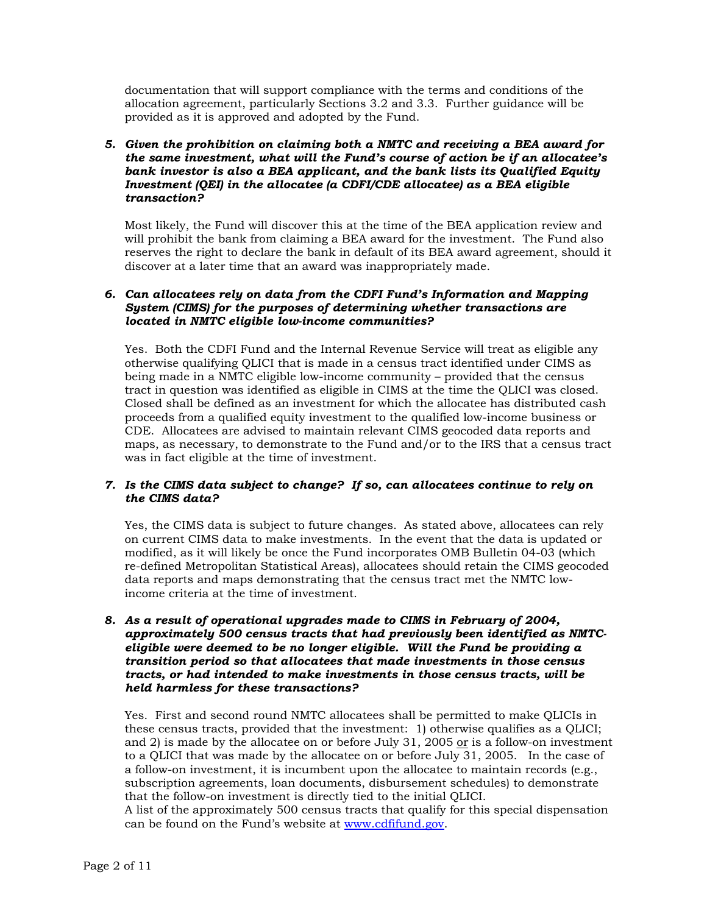documentation that will support compliance with the terms and conditions of the allocation agreement, particularly Sections 3.2 and 3.3. Further guidance will be provided as it is approved and adopted by the Fund.

5. ***Given the prohibition on claiming both a NMTC and receiving a BEA award for the same investment, what will the Fund's course of action be if an allocatee's bank investor is also a BEA applicant, and the bank lists its Qualified Equity Investment (QEI) in the allocatee (a CDFI/CDE allocatee) as a BEA eligible transaction?***

   Most likely, the Fund will discover this at the time of the BEA application review and will prohibit the bank from claiming a BEA award for the investment. The Fund also reserves the right to declare the bank in default of its BEA award agreement, should it discover at a later time that an award was inappropriately made.

6. ***Can allocatees rely on data from the CDFI Fund's Information and Mapping System (CIMS) for the purposes of determining whether transactions are located in NMTC eligible low-income communities?***

   Yes. Both the CDFI Fund and the Internal Revenue Service will treat as eligible any otherwise qualifying QLICI that is made in a census tract identified under CIMS as being made in a NMTC eligible low-income community – provided that the census tract in question was identified as eligible in CIMS at the time the QLICI was closed. Closed shall be defined as an investment for which the allocatee has distributed cash proceeds from a qualified equity investment to the qualified low-income business or CDE. Allocatees are advised to maintain relevant CIMS geocoded data reports and maps, as necessary, to demonstrate to the Fund and/or to the IRS that a census tract was in fact eligible at the time of investment.

7. ***Is the CIMS data subject to change? If so, can allocatees continue to rely on the CIMS data?***

   Yes, the CIMS data is subject to future changes. As stated above, allocatees can rely on current CIMS data to make investments. In the event that the data is updated or modified, as it will likely be once the Fund incorporates OMB Bulletin 04-03 (which re-defined Metropolitan Statistical Areas), allocatees should retain the CIMS geocoded data reports and maps demonstrating that the census tract met the NMTC low-income criteria at the time of investment.

8. ***As a result of operational upgrades made to CIMS in February of 2004, approximately 500 census tracts that had previously been identified as NMTC-eligible were deemed to be no longer eligible. Will the Fund be providing a transition period so that allocatees that made investments in those census tracts, or had intended to make investments in those census tracts, will be held harmless for these transactions?***

   Yes. First and second round NMTC allocatees shall be permitted to make QLICIs in these census tracts, provided that the investment: 1) otherwise qualifies as a QLICI; and 2) is made by the allocatee on or before July 31, 2005 <u>or</u> is a follow-on investment to a QLICI that was made by the allocatee on or before July 31, 2005. In the case of a follow-on investment, it is incumbent upon the allocatee to maintain records (e.g., subscription agreements, loan documents, disbursement schedules) to demonstrate that the follow-on investment is directly tied to the initial QLICI.
   A list of the approximately 500 census tracts that qualify for this special dispensation can be found on the Fund's website at www.cdfifund.gov.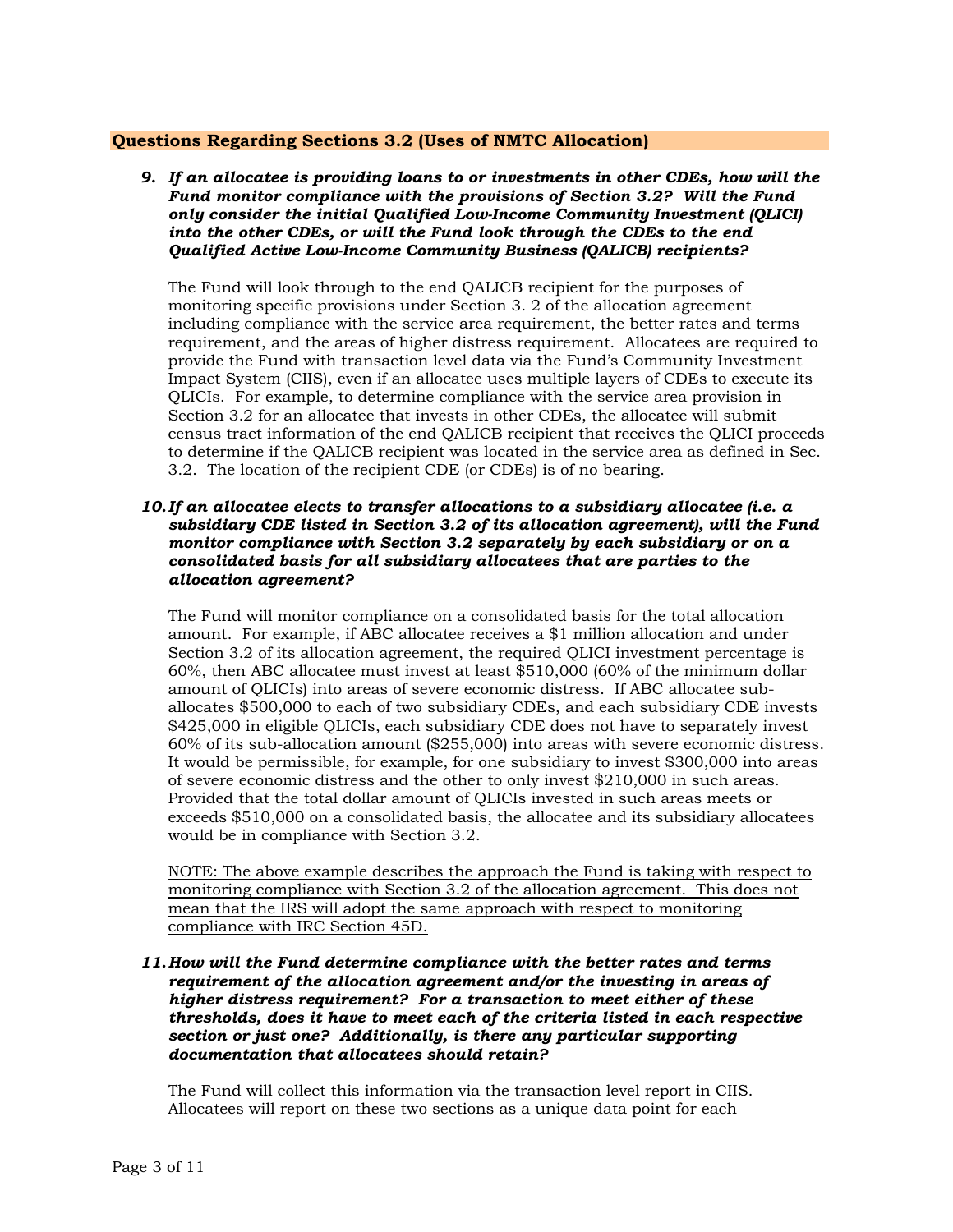## Questions Regarding Sections 3.2 (Uses of NMTC Allocation)

9. ***If an allocatee is providing loans to or investments in other CDEs, how will the Fund monitor compliance with the provisions of Section 3.2? Will the Fund only consider the initial Qualified Low-Income Community Investment (QLICI) into the other CDEs, or will the Fund look through the CDEs to the end Qualified Active Low-Income Community Business (QALICB) recipients?***

   The Fund will look through to the end QALICB recipient for the purposes of monitoring specific provisions under Section 3. 2 of the allocation agreement including compliance with the service area requirement, the better rates and terms requirement, and the areas of higher distress requirement. Allocatees are required to provide the Fund with transaction level data via the Fund's Community Investment Impact System (CIIS), even if an allocatee uses multiple layers of CDEs to execute its QLICIs. For example, to determine compliance with the service area provision in Section 3.2 for an allocatee that invests in other CDEs, the allocatee will submit census tract information of the end QALICB recipient that receives the QLICI proceeds to determine if the QALICB recipient was located in the service area as defined in Sec. 3.2. The location of the recipient CDE (or CDEs) is of no bearing.

10. ***If an allocatee elects to transfer allocations to a subsidiary allocatee (i.e. a subsidiary CDE listed in Section 3.2 of its allocation agreement), will the Fund monitor compliance with Section 3.2 separately by each subsidiary or on a consolidated basis for all subsidiary allocatees that are parties to the allocation agreement?***

    The Fund will monitor compliance on a consolidated basis for the total allocation amount. For example, if ABC allocatee receives a $1 million allocation and under Section 3.2 of its allocation agreement, the required QLICI investment percentage is 60%, then ABC allocatee must invest at least $510,000 (60% of the minimum dollar amount of QLICIs) into areas of severe economic distress. If ABC allocatee sub-allocates $500,000 to each of two subsidiary CDEs, and each subsidiary CDE invests $425,000 in eligible QLICIs, each subsidiary CDE does not have to separately invest 60% of its sub-allocation amount ($255,000) into areas with severe economic distress. It would be permissible, for example, for one subsidiary to invest $300,000 into areas of severe economic distress and the other to only invest $210,000 in such areas. Provided that the total dollar amount of QLICIs invested in such areas meets or exceeds $510,000 on a consolidated basis, the allocatee and its subsidiary allocatees would be in compliance with Section 3.2.

    <u>NOTE: The above example describes the approach the Fund is taking with respect to monitoring compliance with Section 3.2 of the allocation agreement. This does not mean that the IRS will adopt the same approach with respect to monitoring compliance with IRC Section 45D.</u>

11. ***How will the Fund determine compliance with the better rates and terms requirement of the allocation agreement and/or the investing in areas of higher distress requirement? For a transaction to meet either of these thresholds, does it have to meet each of the criteria listed in each respective section or just one? Additionally, is there any particular supporting documentation that allocatees should retain?***

    The Fund will collect this information via the transaction level report in CIIS. Allocatees will report on these two sections as a unique data point for each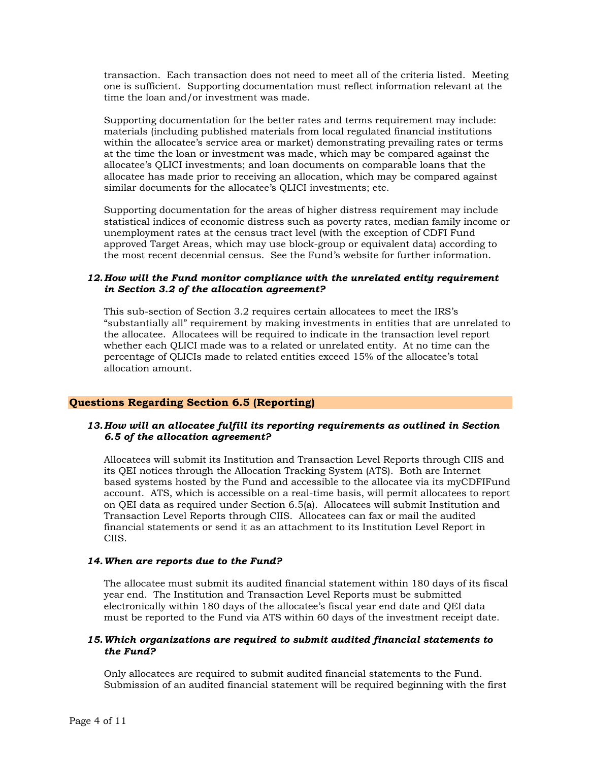transaction. Each transaction does not need to meet all of the criteria listed. Meeting one is sufficient. Supporting documentation must reflect information relevant at the time the loan and/or investment was made.

Supporting documentation for the better rates and terms requirement may include: materials (including published materials from local regulated financial institutions within the allocatee's service area or market) demonstrating prevailing rates or terms at the time the loan or investment was made, which may be compared against the allocatee's QLICI investments; and loan documents on comparable loans that the allocatee has made prior to receiving an allocation, which may be compared against similar documents for the allocatee's QLICI investments; etc.

Supporting documentation for the areas of higher distress requirement may include statistical indices of economic distress such as poverty rates, median family income or unemployment rates at the census tract level (with the exception of CDFI Fund approved Target Areas, which may use block-group or equivalent data) according to the most recent decennial census. See the Fund's website for further information.

***12. How will the Fund monitor compliance with the unrelated entity requirement in Section 3.2 of the allocation agreement?***

This sub-section of Section 3.2 requires certain allocatees to meet the IRS's "substantially all" requirement by making investments in entities that are unrelated to the allocatee. Allocatees will be required to indicate in the transaction level report whether each QLICI made was to a related or unrelated entity. At no time can the percentage of QLICIs made to related entities exceed 15% of the allocatee's total allocation amount.

## Questions Regarding Section 6.5 (Reporting)

***13. How will an allocatee fulfill its reporting requirements as outlined in Section 6.5 of the allocation agreement?***

Allocatees will submit its Institution and Transaction Level Reports through CIIS and its QEI notices through the Allocation Tracking System (ATS). Both are Internet based systems hosted by the Fund and accessible to the allocatee via its myCDFIFund account. ATS, which is accessible on a real-time basis, will permit allocatees to report on QEI data as required under Section 6.5(a). Allocatees will submit Institution and Transaction Level Reports through CIIS. Allocatees can fax or mail the audited financial statements or send it as an attachment to its Institution Level Report in CIIS.

***14. When are reports due to the Fund?***

The allocatee must submit its audited financial statement within 180 days of its fiscal year end. The Institution and Transaction Level Reports must be submitted electronically within 180 days of the allocatee's fiscal year end date and QEI data must be reported to the Fund via ATS within 60 days of the investment receipt date.

***15. Which organizations are required to submit audited financial statements to the Fund?***

Only allocatees are required to submit audited financial statements to the Fund. Submission of an audited financial statement will be required beginning with the first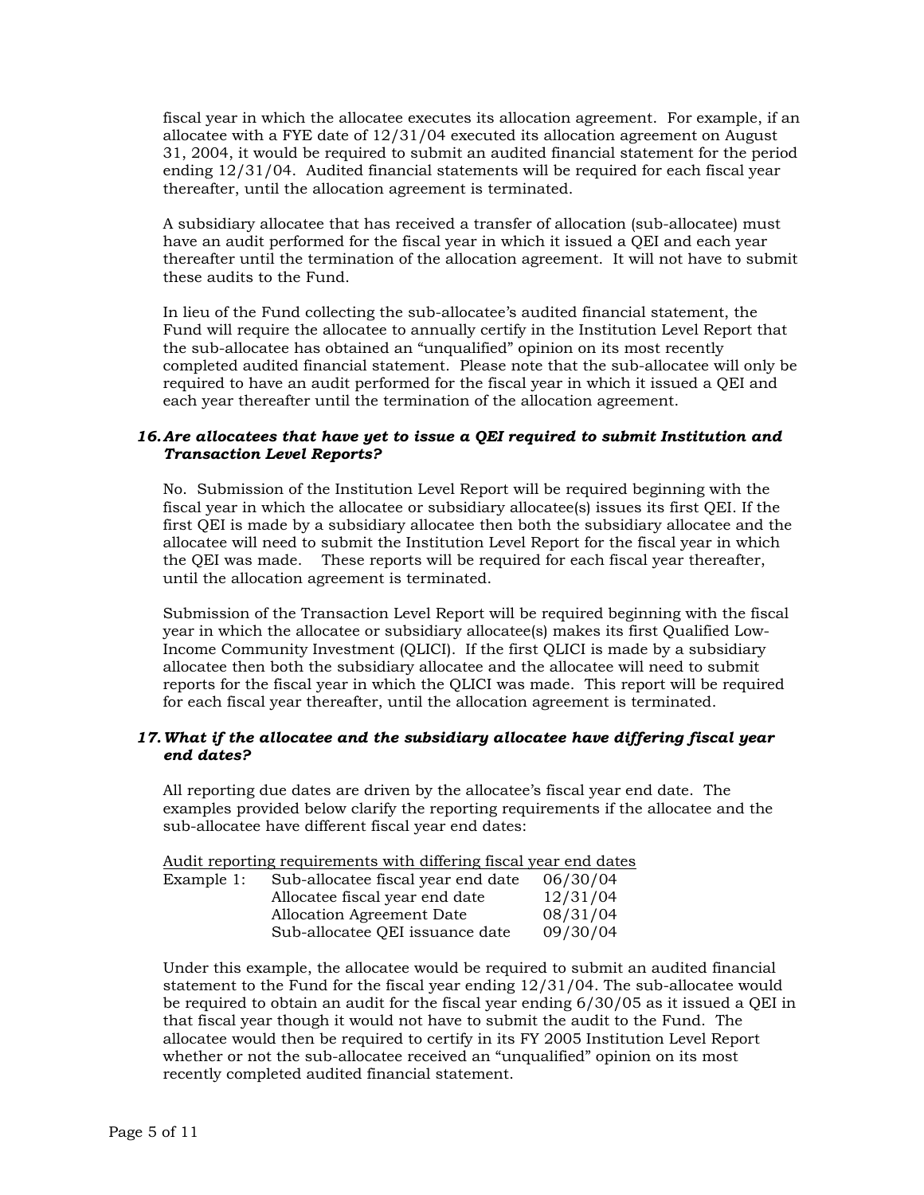fiscal year in which the allocatee executes its allocation agreement. For example, if an allocatee with a FYE date of 12/31/04 executed its allocation agreement on August 31, 2004, it would be required to submit an audited financial statement for the period ending 12/31/04. Audited financial statements will be required for each fiscal year thereafter, until the allocation agreement is terminated.

A subsidiary allocatee that has received a transfer of allocation (sub-allocatee) must have an audit performed for the fiscal year in which it issued a QEI and each year thereafter until the termination of the allocation agreement. It will not have to submit these audits to the Fund.

In lieu of the Fund collecting the sub-allocatee's audited financial statement, the Fund will require the allocatee to annually certify in the Institution Level Report that the sub-allocatee has obtained an "unqualified" opinion on its most recently completed audited financial statement. Please note that the sub-allocatee will only be required to have an audit performed for the fiscal year in which it issued a QEI and each year thereafter until the termination of the allocation agreement.

### *16. Are allocatees that have yet to issue a QEI required to submit Institution and Transaction Level Reports?*

No. Submission of the Institution Level Report will be required beginning with the fiscal year in which the allocatee or subsidiary allocatee(s) issues its first QEI. If the first QEI is made by a subsidiary allocatee then both the subsidiary allocatee and the allocatee will need to submit the Institution Level Report for the fiscal year in which the QEI was made. These reports will be required for each fiscal year thereafter, until the allocation agreement is terminated.

Submission of the Transaction Level Report will be required beginning with the fiscal year in which the allocatee or subsidiary allocatee(s) makes its first Qualified Low-Income Community Investment (QLICI). If the first QLICI is made by a subsidiary allocatee then both the subsidiary allocatee and the allocatee will need to submit reports for the fiscal year in which the QLICI was made. This report will be required for each fiscal year thereafter, until the allocation agreement is terminated.

### *17. What if the allocatee and the subsidiary allocatee have differing fiscal year end dates?*

All reporting due dates are driven by the allocatee's fiscal year end date. The examples provided below clarify the reporting requirements if the allocatee and the sub-allocatee have different fiscal year end dates:

<u>Audit reporting requirements with differing fiscal year end dates</u>

| | | |
|---|---|---|
| Example 1: | Sub-allocatee fiscal year end date | 06/30/04 |
| | Allocatee fiscal year end date | 12/31/04 |
| | Allocation Agreement Date | 08/31/04 |
| | Sub-allocatee QEI issuance date | 09/30/04 |

Under this example, the allocatee would be required to submit an audited financial statement to the Fund for the fiscal year ending 12/31/04. The sub-allocatee would be required to obtain an audit for the fiscal year ending 6/30/05 as it issued a QEI in that fiscal year though it would not have to submit the audit to the Fund. The allocatee would then be required to certify in its FY 2005 Institution Level Report whether or not the sub-allocatee received an "unqualified" opinion on its most recently completed audited financial statement.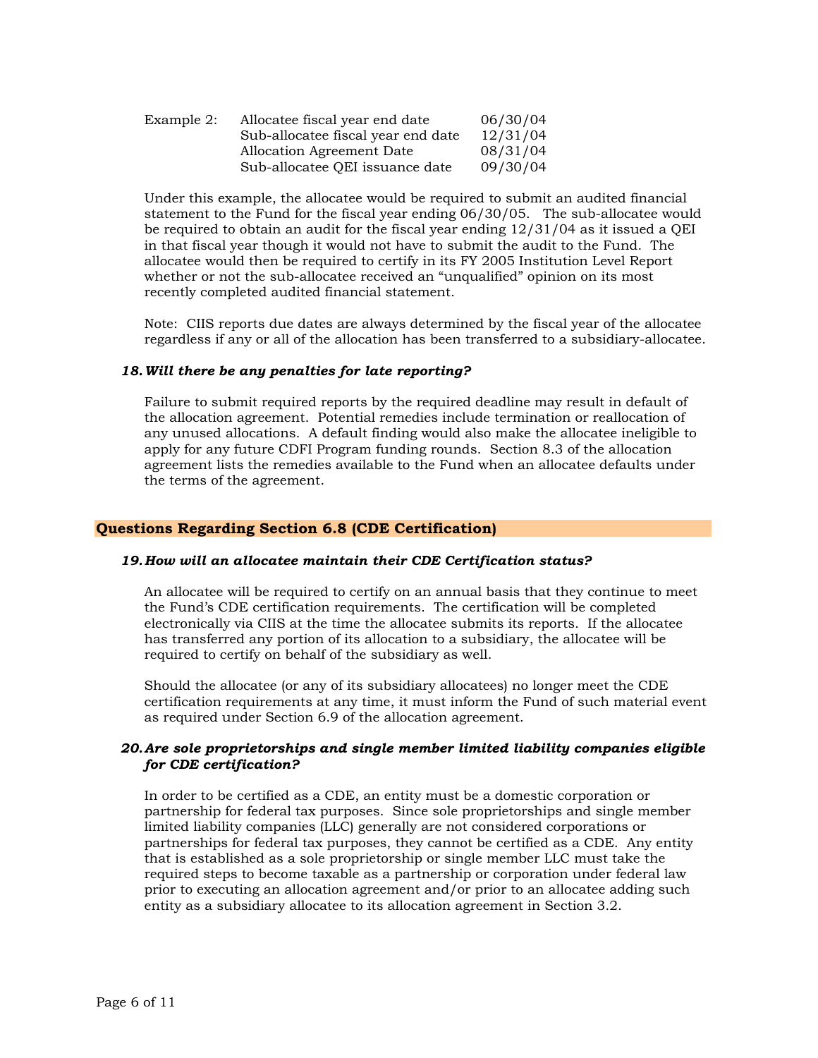Example 2:

| | | |
|---|---|---|
| Example 2: | Allocatee fiscal year end date | 06/30/04 |
| | Sub-allocatee fiscal year end date | 12/31/04 |
| | Allocation Agreement Date | 08/31/04 |
| | Sub-allocatee QEI issuance date | 09/30/04 |

Under this example, the allocatee would be required to submit an audited financial statement to the Fund for the fiscal year ending 06/30/05. The sub-allocatee would be required to obtain an audit for the fiscal year ending 12/31/04 as it issued a QEI in that fiscal year though it would not have to submit the audit to the Fund. The allocatee would then be required to certify in its FY 2005 Institution Level Report whether or not the sub-allocatee received an "unqualified" opinion on its most recently completed audited financial statement.

Note: CIIS reports due dates are always determined by the fiscal year of the allocatee regardless if any or all of the allocation has been transferred to a subsidiary-allocatee.

***18. Will there be any penalties for late reporting?***

Failure to submit required reports by the required deadline may result in default of the allocation agreement. Potential remedies include termination or reallocation of any unused allocations. A default finding would also make the allocatee ineligible to apply for any future CDFI Program funding rounds. Section 8.3 of the allocation agreement lists the remedies available to the Fund when an allocatee defaults under the terms of the agreement.

## Questions Regarding Section 6.8 (CDE Certification)

***19. How will an allocatee maintain their CDE Certification status?***

An allocatee will be required to certify on an annual basis that they continue to meet the Fund's CDE certification requirements. The certification will be completed electronically via CIIS at the time the allocatee submits its reports. If the allocatee has transferred any portion of its allocation to a subsidiary, the allocatee will be required to certify on behalf of the subsidiary as well.

Should the allocatee (or any of its subsidiary allocatees) no longer meet the CDE certification requirements at any time, it must inform the Fund of such material event as required under Section 6.9 of the allocation agreement.

***20. Are sole proprietorships and single member limited liability companies eligible for CDE certification?***

In order to be certified as a CDE, an entity must be a domestic corporation or partnership for federal tax purposes. Since sole proprietorships and single member limited liability companies (LLC) generally are not considered corporations or partnerships for federal tax purposes, they cannot be certified as a CDE. Any entity that is established as a sole proprietorship or single member LLC must take the required steps to become taxable as a partnership or corporation under federal law prior to executing an allocation agreement and/or prior to an allocatee adding such entity as a subsidiary allocatee to its allocation agreement in Section 3.2.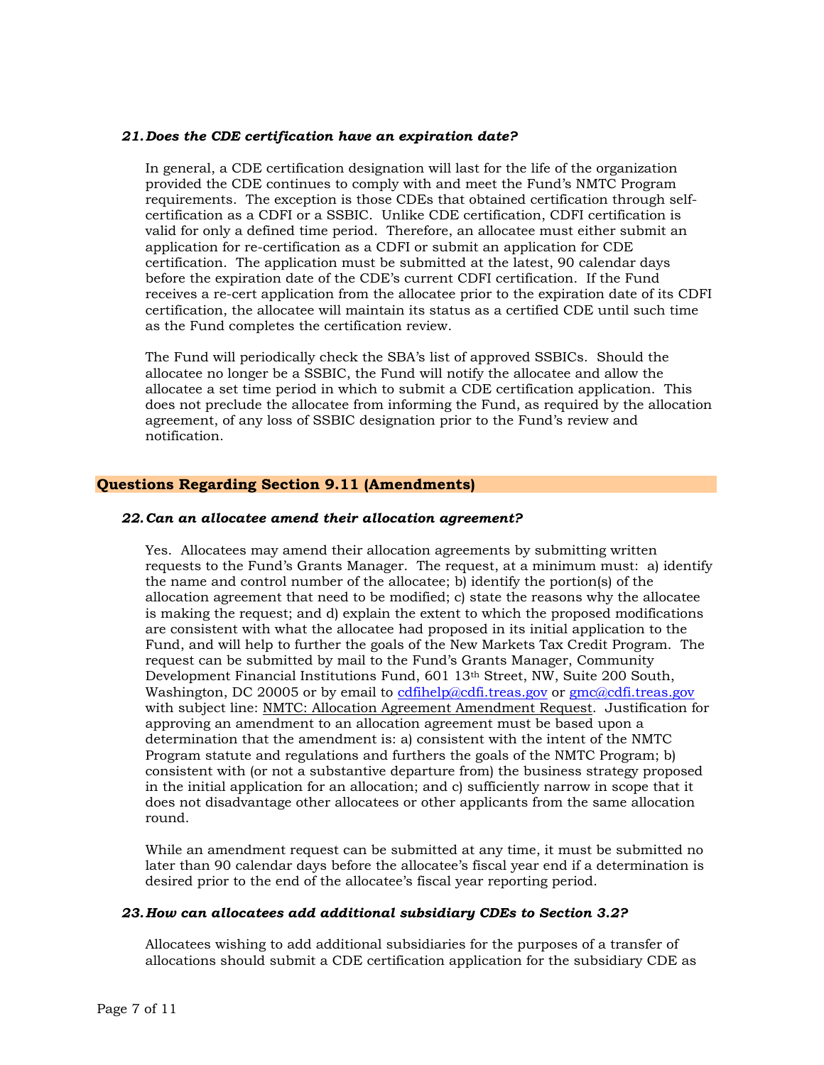### *21. Does the CDE certification have an expiration date?*

In general, a CDE certification designation will last for the life of the organization provided the CDE continues to comply with and meet the Fund's NMTC Program requirements. The exception is those CDEs that obtained certification through self-certification as a CDFI or a SSBIC. Unlike CDE certification, CDFI certification is valid for only a defined time period. Therefore, an allocatee must either submit an application for re-certification as a CDFI or submit an application for CDE certification. The application must be submitted at the latest, 90 calendar days before the expiration date of the CDE's current CDFI certification. If the Fund receives a re-cert application from the allocatee prior to the expiration date of its CDFI certification, the allocatee will maintain its status as a certified CDE until such time as the Fund completes the certification review.

The Fund will periodically check the SBA's list of approved SSBICs. Should the allocatee no longer be a SSBIC, the Fund will notify the allocatee and allow the allocatee a set time period in which to submit a CDE certification application. This does not preclude the allocatee from informing the Fund, as required by the allocation agreement, of any loss of SSBIC designation prior to the Fund's review and notification.

## Questions Regarding Section 9.11 (Amendments)

### *22. Can an allocatee amend their allocation agreement?*

Yes. Allocatees may amend their allocation agreements by submitting written requests to the Fund's Grants Manager. The request, at a minimum must: a) identify the name and control number of the allocatee; b) identify the portion(s) of the allocation agreement that need to be modified; c) state the reasons why the allocatee is making the request; and d) explain the extent to which the proposed modifications are consistent with what the allocatee had proposed in its initial application to the Fund, and will help to further the goals of the New Markets Tax Credit Program. The request can be submitted by mail to the Fund's Grants Manager, Community Development Financial Institutions Fund, 601 13th Street, NW, Suite 200 South, Washington, DC 20005 or by email to cdfihelp@cdfi.treas.gov or gmc@cdfi.treas.gov with subject line: NMTC: Allocation Agreement Amendment Request. Justification for approving an amendment to an allocation agreement must be based upon a determination that the amendment is: a) consistent with the intent of the NMTC Program statute and regulations and furthers the goals of the NMTC Program; b) consistent with (or not a substantive departure from) the business strategy proposed in the initial application for an allocation; and c) sufficiently narrow in scope that it does not disadvantage other allocatees or other applicants from the same allocation round.

While an amendment request can be submitted at any time, it must be submitted no later than 90 calendar days before the allocatee's fiscal year end if a determination is desired prior to the end of the allocatee's fiscal year reporting period.

### *23. How can allocatees add additional subsidiary CDEs to Section 3.2?*

Allocatees wishing to add additional subsidiaries for the purposes of a transfer of allocations should submit a CDE certification application for the subsidiary CDE as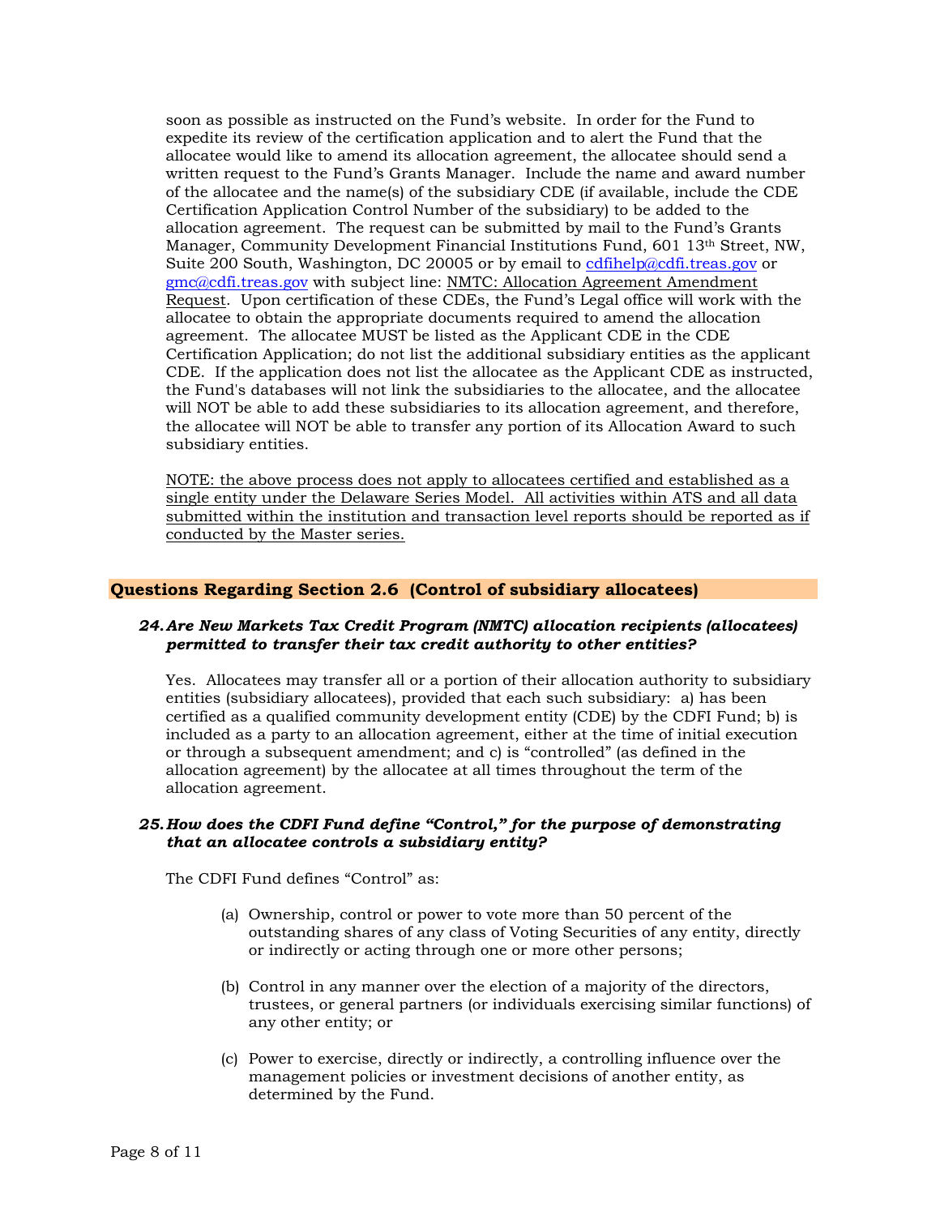soon as possible as instructed on the Fund's website. In order for the Fund to expedite its review of the certification application and to alert the Fund that the allocatee would like to amend its allocation agreement, the allocatee should send a written request to the Fund's Grants Manager. Include the name and award number of the allocatee and the name(s) of the subsidiary CDE (if available, include the CDE Certification Application Control Number of the subsidiary) to be added to the allocation agreement. The request can be submitted by mail to the Fund's Grants Manager, Community Development Financial Institutions Fund, 601 13th Street, NW, Suite 200 South, Washington, DC 20005 or by email to cdfihelp@cdfi.treas.gov or gmc@cdfi.treas.gov with subject line: NMTC: Allocation Agreement Amendment Request. Upon certification of these CDEs, the Fund's Legal office will work with the allocatee to obtain the appropriate documents required to amend the allocation agreement. The allocatee MUST be listed as the Applicant CDE in the CDE Certification Application; do not list the additional subsidiary entities as the applicant CDE. If the application does not list the allocatee as the Applicant CDE as instructed, the Fund's databases will not link the subsidiaries to the allocatee, and the allocatee will NOT be able to add these subsidiaries to its allocation agreement, and therefore, the allocatee will NOT be able to transfer any portion of its Allocation Award to such subsidiary entities.

NOTE: the above process does not apply to allocatees certified and established as a single entity under the Delaware Series Model. All activities within ATS and all data submitted within the institution and transaction level reports should be reported as if conducted by the Master series.

## Questions Regarding Section 2.6 (Control of subsidiary allocatees)

***24. Are New Markets Tax Credit Program (NMTC) allocation recipients (allocatees) permitted to transfer their tax credit authority to other entities?***

Yes. Allocatees may transfer all or a portion of their allocation authority to subsidiary entities (subsidiary allocatees), provided that each such subsidiary: a) has been certified as a qualified community development entity (CDE) by the CDFI Fund; b) is included as a party to an allocation agreement, either at the time of initial execution or through a subsequent amendment; and c) is "controlled" (as defined in the allocation agreement) by the allocatee at all times throughout the term of the allocation agreement.

***25. How does the CDFI Fund define "Control," for the purpose of demonstrating that an allocatee controls a subsidiary entity?***

The CDFI Fund defines "Control" as:

(a) Ownership, control or power to vote more than 50 percent of the outstanding shares of any class of Voting Securities of any entity, directly or indirectly or acting through one or more other persons;

(b) Control in any manner over the election of a majority of the directors, trustees, or general partners (or individuals exercising similar functions) of any other entity; or

(c) Power to exercise, directly or indirectly, a controlling influence over the management policies or investment decisions of another entity, as determined by the Fund.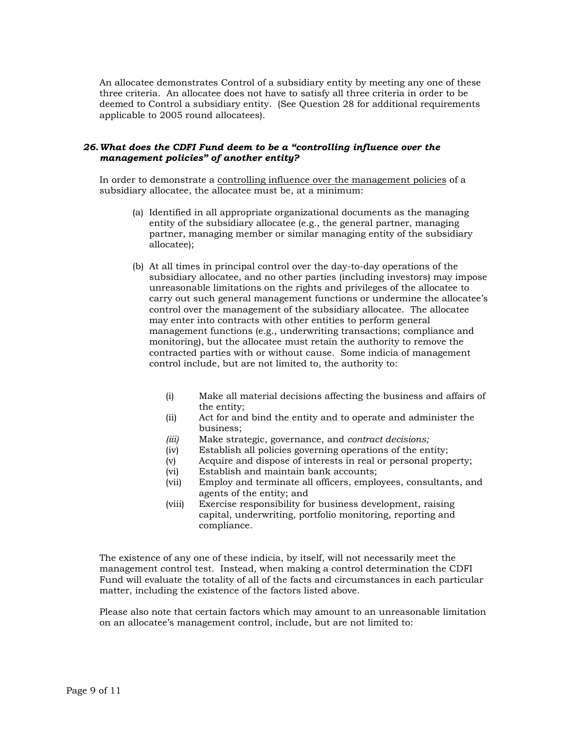An allocatee demonstrates Control of a subsidiary entity by meeting any one of these three criteria. An allocatee does not have to satisfy all three criteria in order to be deemed to Control a subsidiary entity. (See Question 28 for additional requirements applicable to 2005 round allocatees).

### *26. What does the CDFI Fund deem to be a "controlling influence over the management policies" of another entity?*

In order to demonstrate a <u>controlling influence over the management policies</u> of a subsidiary allocatee, the allocatee must be, at a minimum:

(a) Identified in all appropriate organizational documents as the managing entity of the subsidiary allocatee (e.g., the general partner, managing partner, managing member or similar managing entity of the subsidiary allocatee);

(b) At all times in principal control over the day-to-day operations of the subsidiary allocatee, and no other parties (including investors) may impose unreasonable limitations on the rights and privileges of the allocatee to carry out such general management functions or undermine the allocatee's control over the management of the subsidiary allocatee. The allocatee may enter into contracts with other entities to perform general management functions (e.g., underwriting transactions; compliance and monitoring), but the allocatee must retain the authority to remove the contracted parties with or without cause. Some indicia of management control include, but are not limited to, the authority to:

   (i) Make all material decisions affecting the business and affairs of the entity;
   (ii) Act for and bind the entity and to operate and administer the business;
   *(iii)* Make strategic, governance, and *contract decisions;*
   (iv) Establish all policies governing operations of the entity;
   (v) Acquire and dispose of interests in real or personal property;
   (vi) Establish and maintain bank accounts;
   (vii) Employ and terminate all officers, employees, consultants, and agents of the entity; and
   (viii) Exercise responsibility for business development, raising capital, underwriting, portfolio monitoring, reporting and compliance.

The existence of any one of these indicia, by itself, will not necessarily meet the management control test. Instead, when making a control determination the CDFI Fund will evaluate the totality of all of the facts and circumstances in each particular matter, including the existence of the factors listed above.

Please also note that certain factors which may amount to an unreasonable limitation on an allocatee's management control, include, but are not limited to: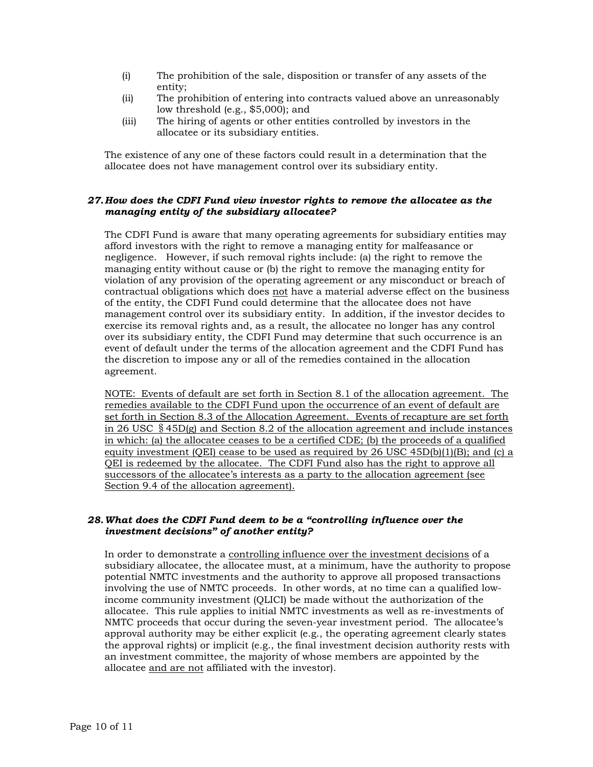(i) The prohibition of the sale, disposition or transfer of any assets of the entity;

(ii) The prohibition of entering into contracts valued above an unreasonably low threshold (e.g., $5,000); and

(iii) The hiring of agents or other entities controlled by investors in the allocatee or its subsidiary entities.

The existence of any one of these factors could result in a determination that the allocatee does not have management control over its subsidiary entity.

### 27. *How does the CDFI Fund view investor rights to remove the allocatee as the managing entity of the subsidiary allocatee?*

The CDFI Fund is aware that many operating agreements for subsidiary entities may afford investors with the right to remove a managing entity for malfeasance or negligence. However, if such removal rights include: (a) the right to remove the managing entity without cause or (b) the right to remove the managing entity for violation of any provision of the operating agreement or any misconduct or breach of contractual obligations which does <u>not</u> have a material adverse effect on the business of the entity, the CDFI Fund could determine that the allocatee does not have management control over its subsidiary entity. In addition, if the investor decides to exercise its removal rights and, as a result, the allocatee no longer has any control over its subsidiary entity, the CDFI Fund may determine that such occurrence is an event of default under the terms of the allocation agreement and the CDFI Fund has the discretion to impose any or all of the remedies contained in the allocation agreement.

<u>NOTE: Events of default are set forth in Section 8.1 of the allocation agreement. The remedies available to the CDFI Fund upon the occurrence of an event of default are set forth in Section 8.3 of the Allocation Agreement. Events of recapture are set forth in 26 USC §45D(g) and Section 8.2 of the allocation agreement and include instances in which: (a) the allocatee ceases to be a certified CDE; (b) the proceeds of a qualified equity investment (QEI) cease to be used as required by 26 USC 45D(b)(1)(B); and (c) a QEI is redeemed by the allocatee. The CDFI Fund also has the right to approve all successors of the allocatee's interests as a party to the allocation agreement (see Section 9.4 of the allocation agreement).</u>

### 28. *What does the CDFI Fund deem to be a "controlling influence over the investment decisions" of another entity?*

In order to demonstrate a <u>controlling influence over the investment decisions</u> of a subsidiary allocatee, the allocatee must, at a minimum, have the authority to propose potential NMTC investments and the authority to approve all proposed transactions involving the use of NMTC proceeds. In other words, at no time can a qualified low-income community investment (QLICI) be made without the authorization of the allocatee. This rule applies to initial NMTC investments as well as re-investments of NMTC proceeds that occur during the seven-year investment period. The allocatee's approval authority may be either explicit (e.g., the operating agreement clearly states the approval rights) or implicit (e.g., the final investment decision authority rests with an investment committee, the majority of whose members are appointed by the allocatee <u>and are not</u> affiliated with the investor).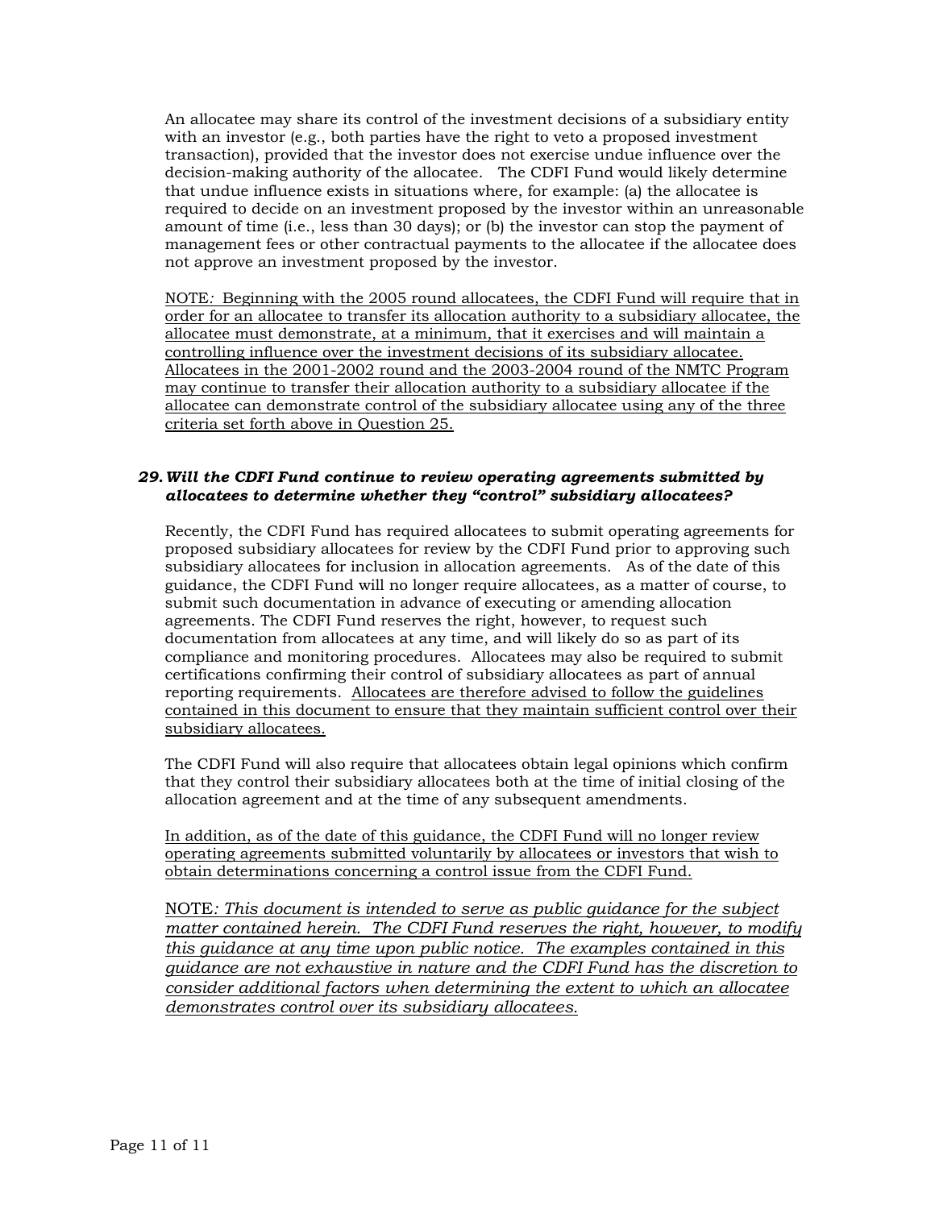An allocatee may share its control of the investment decisions of a subsidiary entity with an investor (e.g., both parties have the right to veto a proposed investment transaction), provided that the investor does not exercise undue influence over the decision-making authority of the allocatee. The CDFI Fund would likely determine that undue influence exists in situations where, for example: (a) the allocatee is required to decide on an investment proposed by the investor within an unreasonable amount of time (i.e., less than 30 days); or (b) the investor can stop the payment of management fees or other contractual payments to the allocatee if the allocatee does not approve an investment proposed by the investor.

<u>NOTE*:* Beginning with the 2005 round allocatees, the CDFI Fund will require that in order for an allocatee to transfer its allocation authority to a subsidiary allocatee, the allocatee must demonstrate, at a minimum, that it exercises and will maintain a controlling influence over the investment decisions of its subsidiary allocatee. Allocatees in the 2001-2002 round and the 2003-2004 round of the NMTC Program may continue to transfer their allocation authority to a subsidiary allocatee if the allocatee can demonstrate control of the subsidiary allocatee using any of the three criteria set forth above in Question 25.</u>

### *29. Will the CDFI Fund continue to review operating agreements submitted by allocatees to determine whether they "control" subsidiary allocatees?*

Recently, the CDFI Fund has required allocatees to submit operating agreements for proposed subsidiary allocatees for review by the CDFI Fund prior to approving such subsidiary allocatees for inclusion in allocation agreements. As of the date of this guidance, the CDFI Fund will no longer require allocatees, as a matter of course, to submit such documentation in advance of executing or amending allocation agreements. The CDFI Fund reserves the right, however, to request such documentation from allocatees at any time, and will likely do so as part of its compliance and monitoring procedures. Allocatees may also be required to submit certifications confirming their control of subsidiary allocatees as part of annual reporting requirements. <u>Allocatees are therefore advised to follow the guidelines contained in this document to ensure that they maintain sufficient control over their subsidiary allocatees.</u>

The CDFI Fund will also require that allocatees obtain legal opinions which confirm that they control their subsidiary allocatees both at the time of initial closing of the allocation agreement and at the time of any subsequent amendments.

<u>In addition, as of the date of this guidance, the CDFI Fund will no longer review operating agreements submitted voluntarily by allocatees or investors that wish to obtain determinations concerning a control issue from the CDFI Fund.</u>

<u>NOTE*: This document is intended to serve as public guidance for the subject matter contained herein. The CDFI Fund reserves the right, however, to modify this guidance at any time upon public notice. The examples contained in this guidance are not exhaustive in nature and the CDFI Fund has the discretion to consider additional factors when determining the extent to which an allocatee demonstrates control over its subsidiary allocatees.*</u>